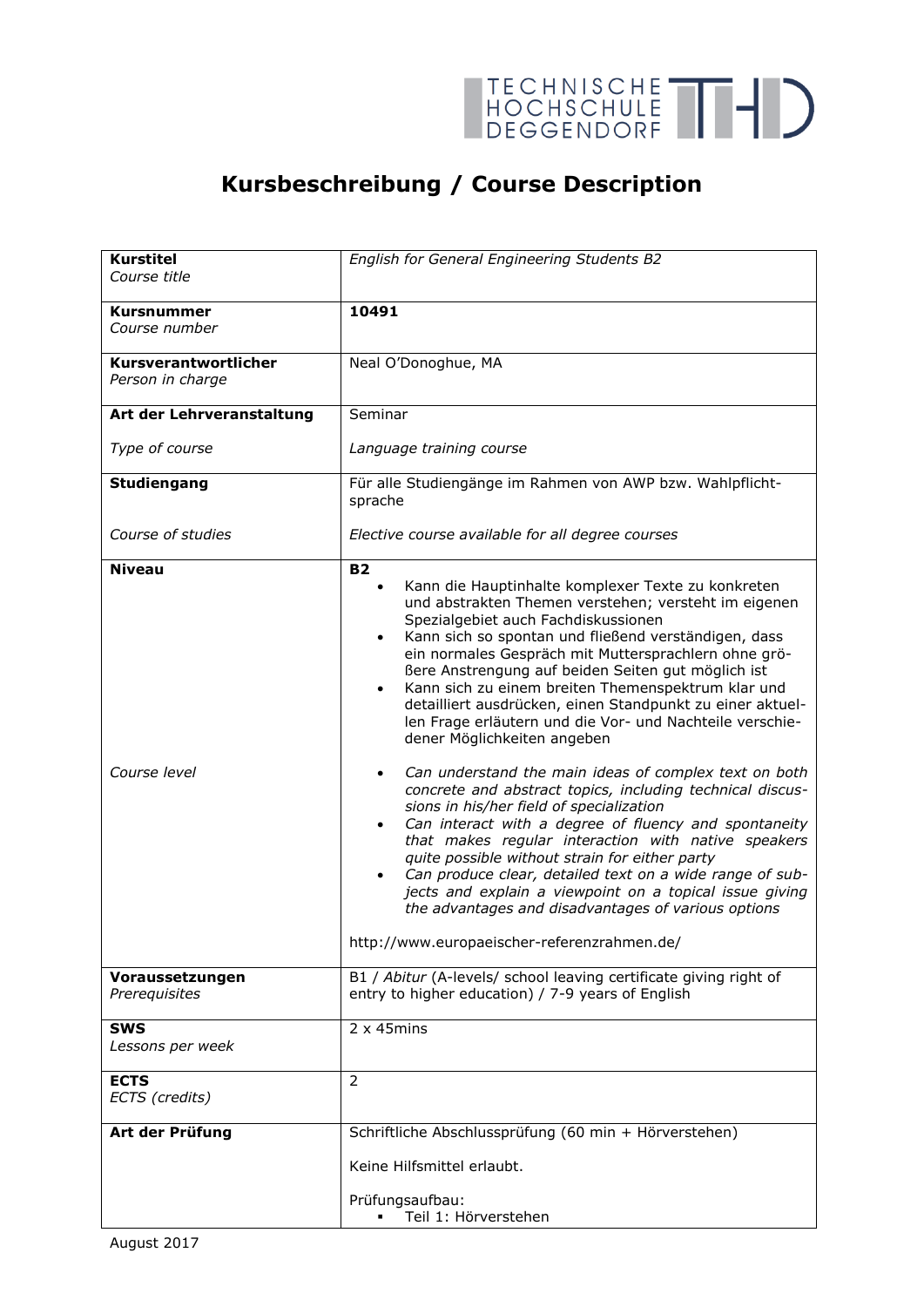# Kursbeschreibung / Course Description

| | |
|---|---|
| **Kurstitel**<br>*Course title* | *English for General Engineering Students B2* |
| **Kursnummer**<br>*Course number* | **10491** |
| **Kursverantwortlicher**<br>*Person in charge* | Neal O'Donoghue, MA |
| **Art der Lehrveranstaltung**<br><br>*Type of course* | Seminar<br><br>*Language training course* |
| **Studiengang**<br><br>*Course of studies* | Für alle Studiengänge im Rahmen von AWP bzw. Wahlpflicht-sprache<br><br>*Elective course available for all degree courses* |
| **Niveau**<br><br><br><br><br><br><br><br><br><br>*Course level* | **B2**<br>• Kann die Hauptinhalte komplexer Texte zu konkreten und abstrakten Themen verstehen; versteht im eigenen Spezialgebiet auch Fachdiskussionen<br>• Kann sich so spontan und fließend verständigen, dass ein normales Gespräch mit Muttersprachlern ohne größere Anstrengung auf beiden Seiten gut möglich ist<br>• Kann sich zu einem breiten Themenspektrum klar und detailliert ausdrücken, einen Standpunkt zu einer aktuellen Frage erläutern und die Vor- und Nachteile verschiedener Möglichkeiten angeben<br><br>• *Can understand the main ideas of complex text on both concrete and abstract topics, including technical discussions in his/her field of specialization*<br>• *Can interact with a degree of fluency and spontaneity that makes regular interaction with native speakers quite possible without strain for either party*<br>• *Can produce clear, detailed text on a wide range of subjects and explain a viewpoint on a topical issue giving the advantages and disadvantages of various options*<br><br>http://www.europaeischer-referenzrahmen.de/ |
| **Voraussetzungen**<br>*Prerequisites* | B1 / *Abitur* (A-levels/ school leaving certificate giving right of entry to higher education) / 7-9 years of English |
| **SWS**<br>*Lessons per week* | 2 x 45mins |
| **ECTS**<br>*ECTS (credits)* | 2 |
| **Art der Prüfung** | Schriftliche Abschlussprüfung (60 min + Hörverstehen)<br><br>Keine Hilfsmittel erlaubt.<br><br>Prüfungsaufbau:<br>▪ Teil 1: Hörverstehen |

August 2017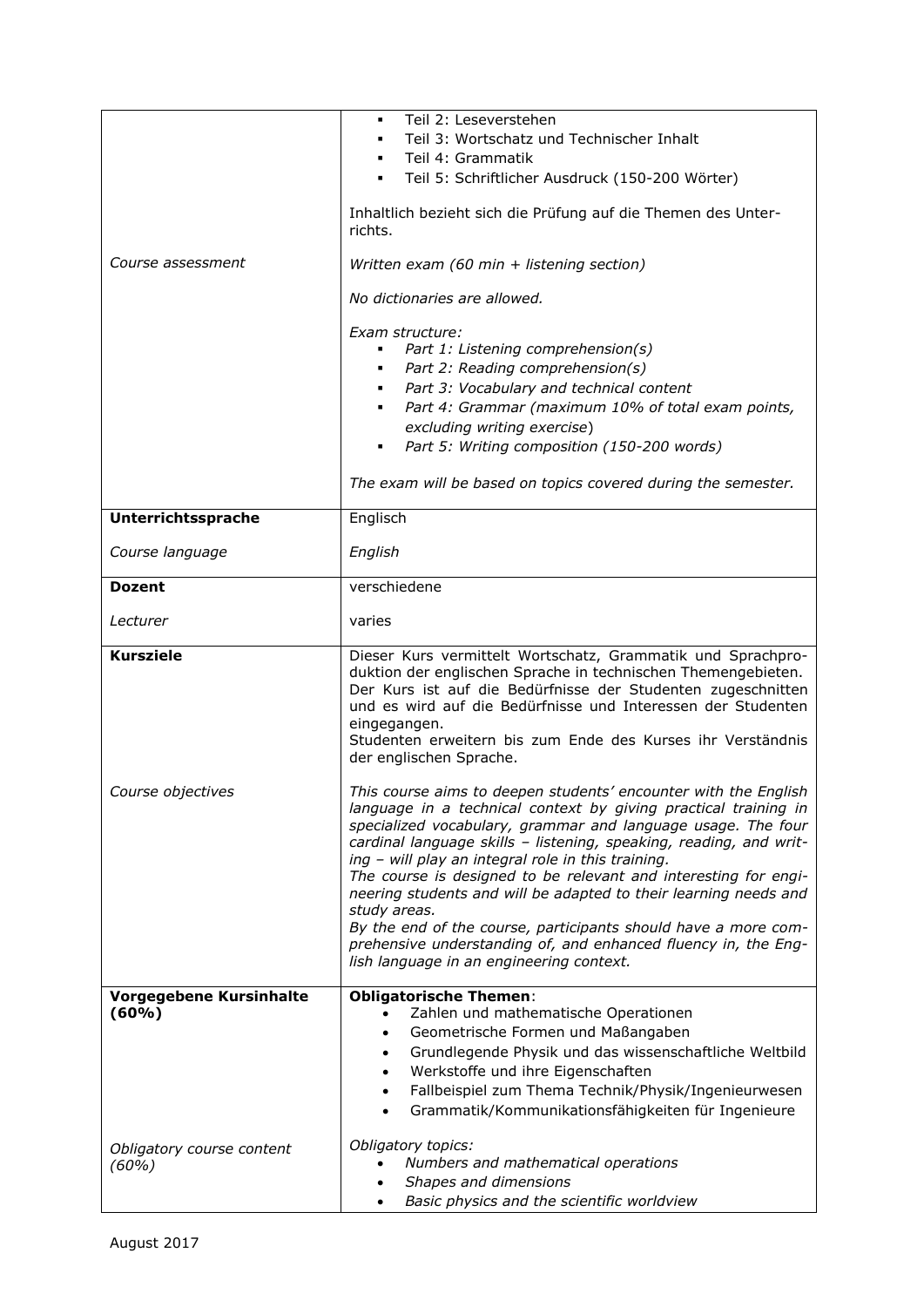| | |
|---|---|
| | ▪ Teil 2: Leseverstehen<br>▪ Teil 3: Wortschatz und Technischer Inhalt<br>▪ Teil 4: Grammatik<br>▪ Teil 5: Schriftlicher Ausdruck (150-200 Wörter)<br><br>Inhaltlich bezieht sich die Prüfung auf die Themen des Unterrichts. |
| *Course assessment* | *Written exam (60 min + listening section)*<br><br>*No dictionaries are allowed.*<br><br>*Exam structure:*<br>▪ *Part 1: Listening comprehension(s)*<br>▪ *Part 2: Reading comprehension(s)*<br>▪ *Part 3: Vocabulary and technical content*<br>▪ *Part 4: Grammar (maximum 10% of total exam points, excluding writing exercise)*<br>▪ *Part 5: Writing composition (150-200 words)*<br><br>*The exam will be based on topics covered during the semester.* |
| **Unterrichtssprache**<br><br>*Course language* | Englisch<br><br>*English* |
| **Dozent**<br><br>*Lecturer* | verschiedene<br><br>*varies* |
| **Kursziele** | Dieser Kurs vermittelt Wortschatz, Grammatik und Sprachproduktion der englischen Sprache in technischen Themengebieten. Der Kurs ist auf die Bedürfnisse der Studenten zugeschnitten und es wird auf die Bedürfnisse und Interessen der Studenten eingegangen.<br>Studenten erweitern bis zum Ende des Kurses ihr Verständnis der englischen Sprache. |
| *Course objectives* | *This course aims to deepen students' encounter with the English language in a technical context by giving practical training in specialized vocabulary, grammar and language usage. The four cardinal language skills – listening, speaking, reading, and writing – will play an integral role in this training.*<br>*The course is designed to be relevant and interesting for engineering students and will be adapted to their learning needs and study areas.*<br>*By the end of the course, participants should have a more comprehensive understanding of, and enhanced fluency in, the English language in an engineering context.* |
| **Vorgegebene Kursinhalte (60%)** | **Obligatorische Themen**:<br>• Zahlen und mathematische Operationen<br>• Geometrische Formen und Maßangaben<br>• Grundlegende Physik und das wissenschaftliche Weltbild<br>• Werkstoffe und ihre Eigenschaften<br>• Fallbeispiel zum Thema Technik/Physik/Ingenieurwesen<br>• Grammatik/Kommunikationsfähigkeiten für Ingenieure |
| *Obligatory course content (60%)* | *Obligatory topics:*<br>• *Numbers and mathematical operations*<br>• *Shapes and dimensions*<br>• *Basic physics and the scientific worldview* |

August 2017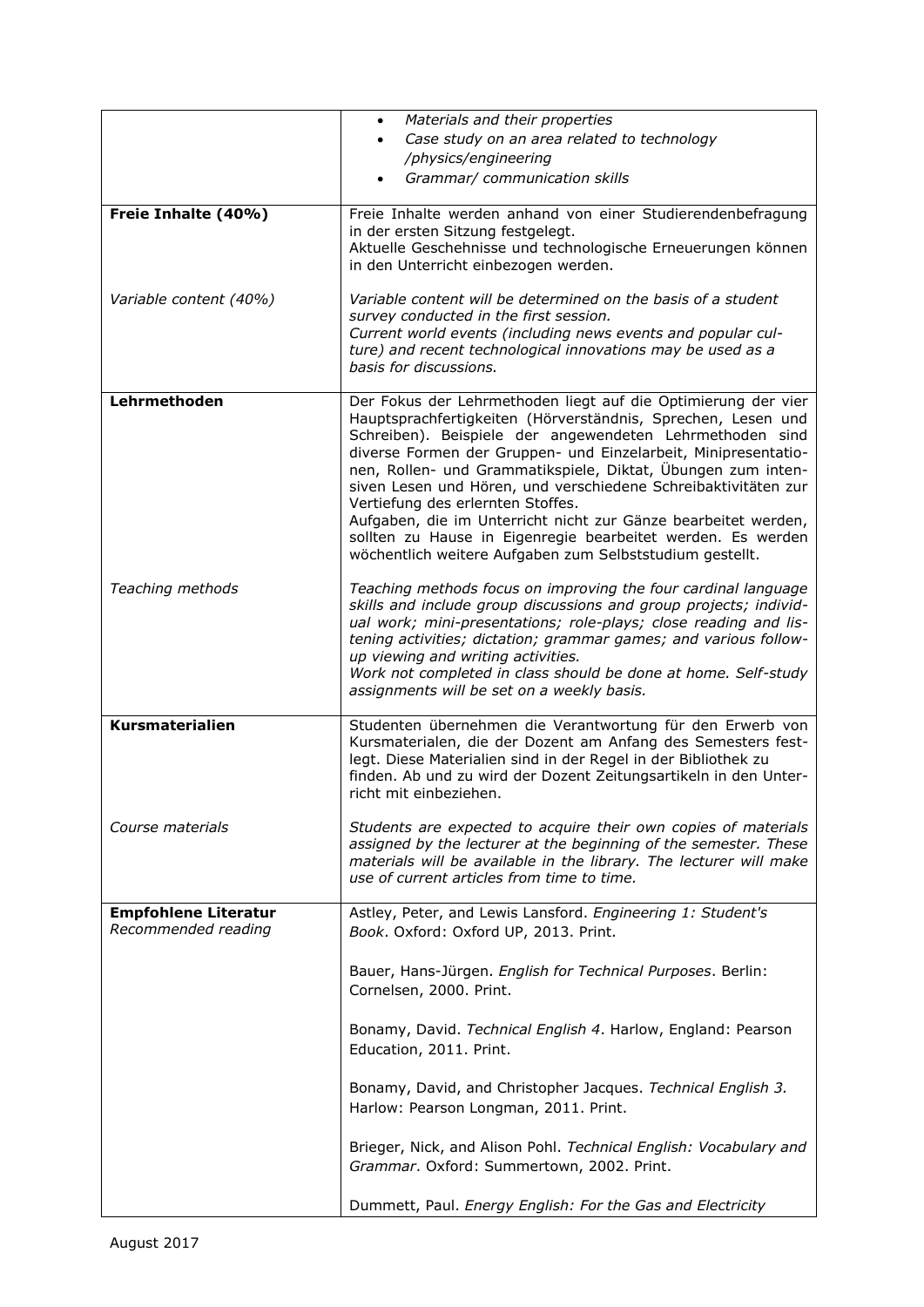| | |
|---|---|
| | • *Materials and their properties*<br>• *Case study on an area related to technology /physics/engineering*<br>• *Grammar/ communication skills* |
| **Freie Inhalte (40%)**<br><br>*Variable content (40%)* | Freie Inhalte werden anhand von einer Studierendenbefragung in der ersten Sitzung festgelegt.<br>Aktuelle Geschehnisse und technologische Erneuerungen können in den Unterricht einbezogen werden.<br><br>*Variable content will be determined on the basis of a student survey conducted in the first session.*<br>*Current world events (including news events and popular culture) and recent technological innovations may be used as a basis for discussions.* |
| **Lehrmethoden**<br><br>*Teaching methods* | Der Fokus der Lehrmethoden liegt auf die Optimierung der vier Hauptsprachfertigkeiten (Hörverständnis, Sprechen, Lesen und Schreiben). Beispiele der angewendeten Lehrmethoden sind diverse Formen der Gruppen- und Einzelarbeit, Minipresentationen, Rollen- und Grammatikspiele, Diktat, Übungen zum intensiven Lesen und Hören, und verschiedene Schreibaktivitäten zur Vertiefung des erlernten Stoffes.<br>Aufgaben, die im Unterricht nicht zur Gänze bearbeitet werden, sollten zu Hause in Eigenregie bearbeitet werden. Es werden wöchentlich weitere Aufgaben zum Selbststudium gestellt.<br><br>*Teaching methods focus on improving the four cardinal language skills and include group discussions and group projects; individual work; mini-presentations; role-plays; close reading and listening activities; dictation; grammar games; and various follow-up viewing and writing activities.*<br>*Work not completed in class should be done at home. Self-study assignments will be set on a weekly basis.* |
| **Kursmaterialien**<br><br>*Course materials* | Studenten übernehmen die Verantwortung für den Erwerb von Kursmaterialen, die der Dozent am Anfang des Semesters festlegt. Diese Materialien sind in der Regel in der Bibliothek zu finden. Ab und zu wird der Dozent Zeitungsartikeln in den Unterricht mit einbeziehen.<br><br>*Students are expected to acquire their own copies of materials assigned by the lecturer at the beginning of the semester. These materials will be available in the library. The lecturer will make use of current articles from time to time.* |
| **Empfohlene Literatur**<br>*Recommended reading* | Astley, Peter, and Lewis Lansford. *Engineering 1: Student's Book*. Oxford: Oxford UP, 2013. Print.<br><br>Bauer, Hans-Jürgen. *English for Technical Purposes*. Berlin: Cornelsen, 2000. Print.<br><br>Bonamy, David. *Technical English 4*. Harlow, England: Pearson Education, 2011. Print.<br><br>Bonamy, David, and Christopher Jacques. *Technical English 3.* Harlow: Pearson Longman, 2011. Print.<br><br>Brieger, Nick, and Alison Pohl. *Technical English: Vocabulary and Grammar*. Oxford: Summertown, 2002. Print.<br><br>Dummett, Paul. *Energy English: For the Gas and Electricity* |

August 2017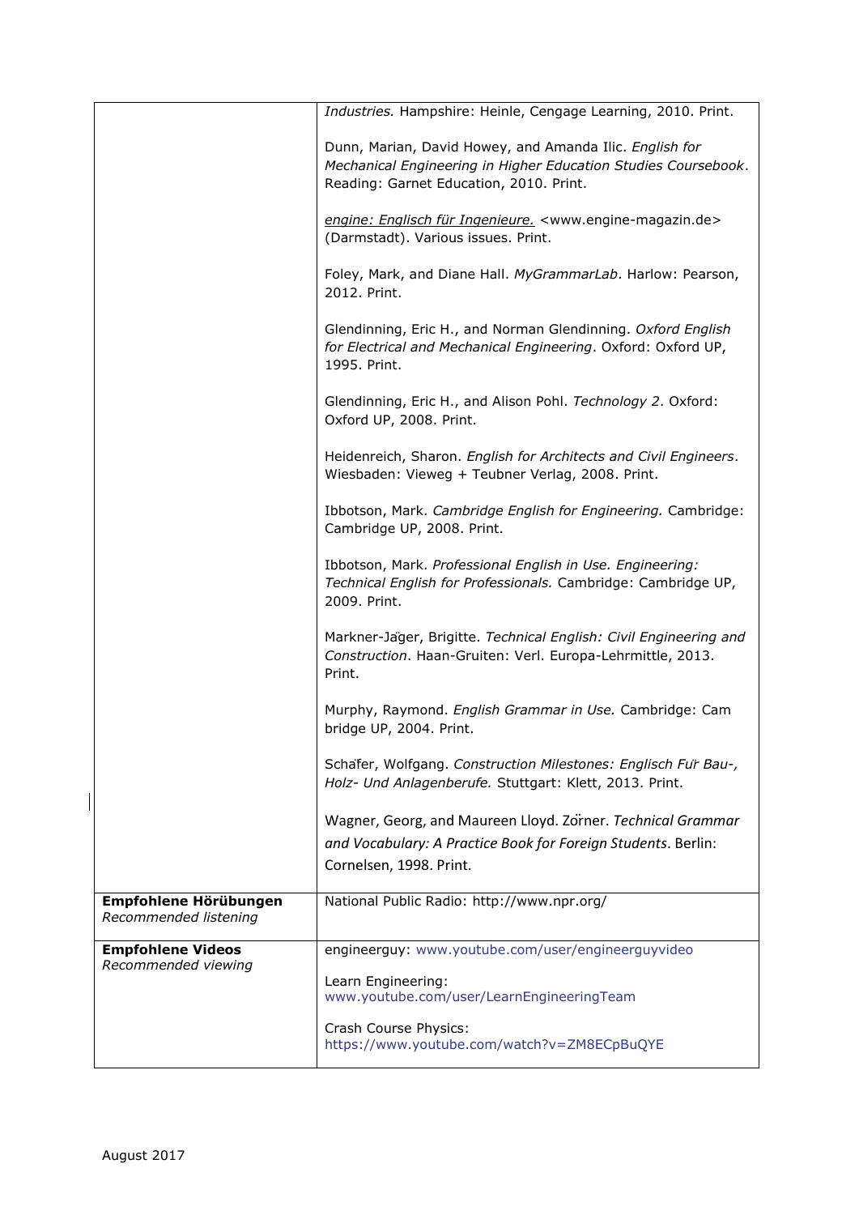| | |
|---|---|
| | *Industries.* Hampshire: Heinle, Cengage Learning, 2010. Print.<br><br>Dunn, Marian, David Howey, and Amanda Ilic. *English for Mechanical Engineering in Higher Education Studies Coursebook*. Reading: Garnet Education, 2010. Print.<br><br>*engine: Englisch für Ingenieure.* <www.engine-magazin.de> (Darmstadt). Various issues. Print.<br><br>Foley, Mark, and Diane Hall. *MyGrammarLab*. Harlow: Pearson, 2012. Print.<br><br>Glendinning, Eric H., and Norman Glendinning. *Oxford English for Electrical and Mechanical Engineering*. Oxford: Oxford UP, 1995. Print.<br><br>Glendinning, Eric H., and Alison Pohl. *Technology 2*. Oxford: Oxford UP, 2008. Print.<br><br>Heidenreich, Sharon. *English for Architects and Civil Engineers*. Wiesbaden: Vieweg + Teubner Verlag, 2008. Print.<br><br>Ibbotson, Mark. *Cambridge English for Engineering.* Cambridge: Cambridge UP, 2008. Print.<br><br>Ibbotson, Mark. *Professional English in Use. Engineering: Technical English for Professionals.* Cambridge: Cambridge UP, 2009. Print.<br><br>Markner-Jäger, Brigitte. *Technical English: Civil Engineering and Construction*. Haan-Gruiten: Verl. Europa-Lehrmittle, 2013. Print.<br><br>Murphy, Raymond. *English Grammar in Use.* Cambridge: Cam bridge UP, 2004. Print.<br><br>Schäfer, Wolfgang. *Construction Milestones: Englisch Für Bau-, Holz- Und Anlagenberufe.* Stuttgart: Klett, 2013. Print.<br><br>Wagner, Georg, and Maureen Lloyd. Zörner. *Technical Grammar and Vocabulary: A Practice Book for Foreign Students*. Berlin: Cornelsen, 1998. Print. |
| **Empfohlene Hörübungen**<br>*Recommended listening* | National Public Radio: http://www.npr.org/ |
| **Empfohlene Videos**<br>*Recommended viewing* | engineerguy: www.youtube.com/user/engineerguyvideo<br><br>Learn Engineering:<br>www.youtube.com/user/LearnEngineeringTeam<br><br>Crash Course Physics:<br>https://www.youtube.com/watch?v=ZM8ECpBuQYE |

August 2017